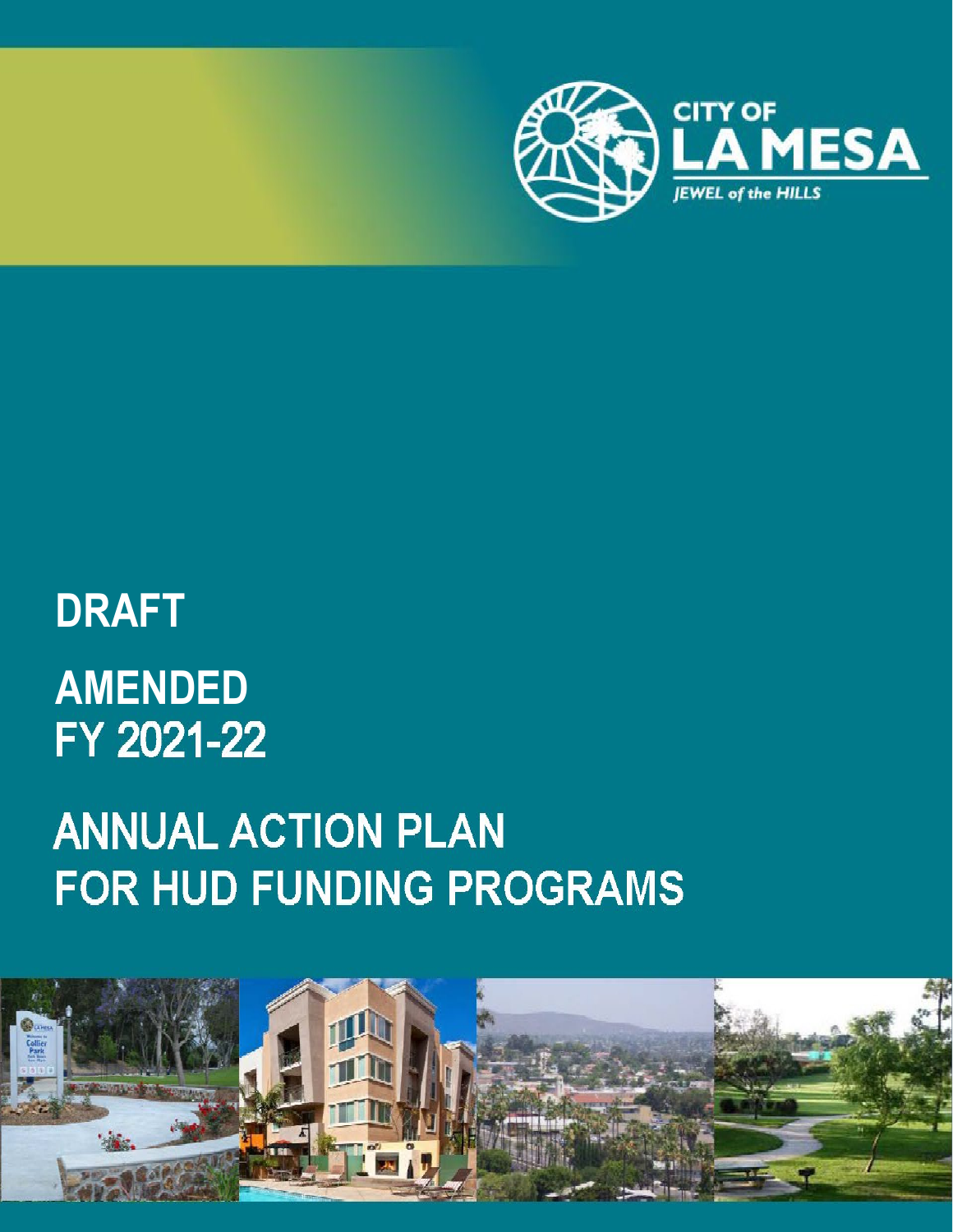CITY OF
LA MESA
*JEWEL of the HILLS*

# DRAFT

# AMENDED
# FY 2021-22

# ANNUAL ACTION PLAN
# FOR HUD FUNDING PROGRAMS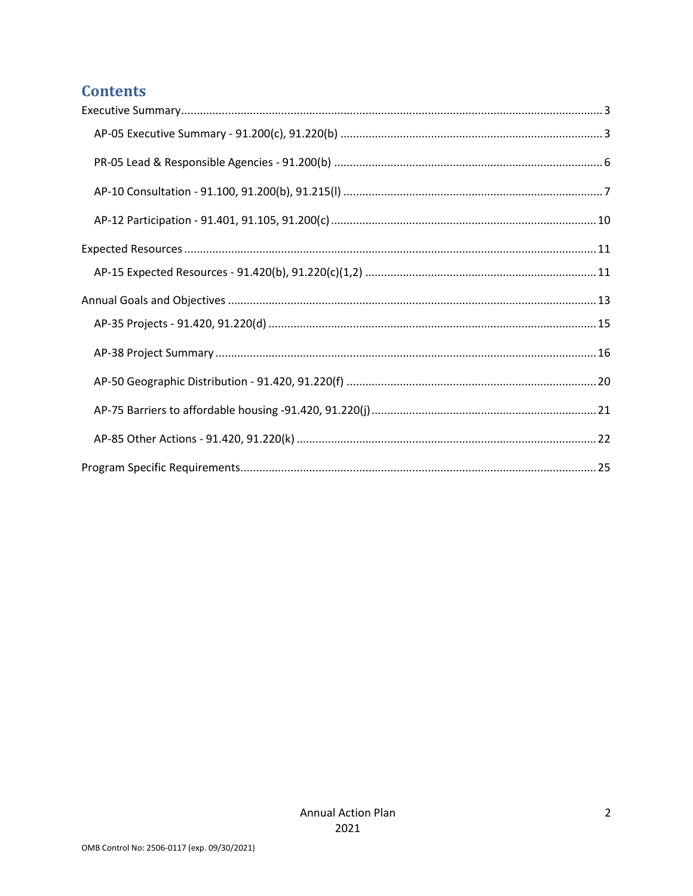# Contents

Executive Summary ..... 3

- AP-05 Executive Summary - 91.200(c), 91.220(b) ..... 3
- PR-05 Lead & Responsible Agencies - 91.200(b) ..... 6
- AP-10 Consultation - 91.100, 91.200(b), 91.215(l) ..... 7
- AP-12 Participation - 91.401, 91.105, 91.200(c) ..... 10

Expected Resources ..... 11

- AP-15 Expected Resources - 91.420(b), 91.220(c)(1,2) ..... 11

Annual Goals and Objectives ..... 13

- AP-35 Projects - 91.420, 91.220(d) ..... 15
- AP-38 Project Summary ..... 16
- AP-50 Geographic Distribution - 91.420, 91.220(f) ..... 20
- AP-75 Barriers to affordable housing -91.420, 91.220(j) ..... 21
- AP-85 Other Actions - 91.420, 91.220(k) ..... 22

Program Specific Requirements ..... 25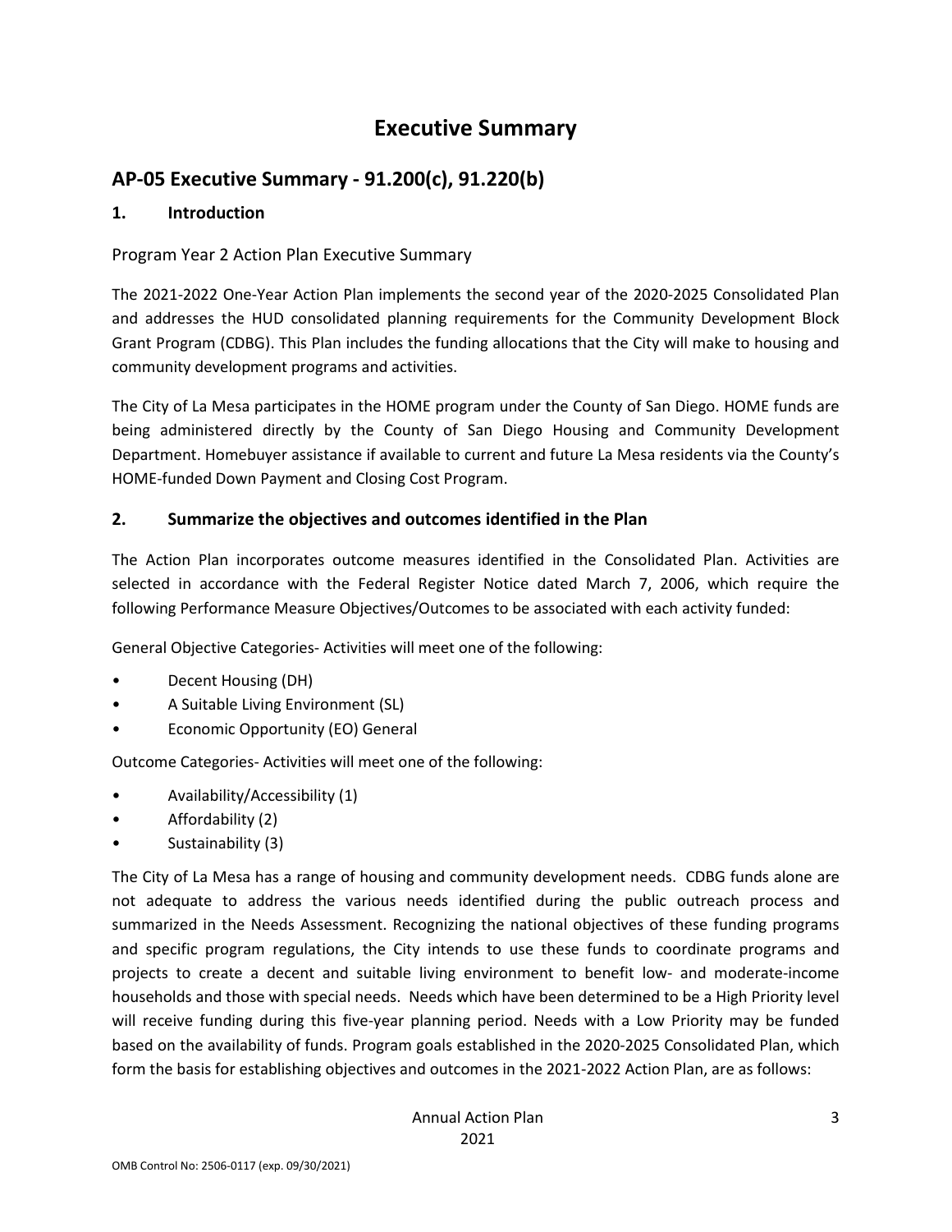# Executive Summary

## AP-05 Executive Summary - 91.200(c), 91.220(b)

### 1. Introduction

Program Year 2 Action Plan Executive Summary

The 2021-2022 One-Year Action Plan implements the second year of the 2020-2025 Consolidated Plan and addresses the HUD consolidated planning requirements for the Community Development Block Grant Program (CDBG). This Plan includes the funding allocations that the City will make to housing and community development programs and activities.

The City of La Mesa participates in the HOME program under the County of San Diego. HOME funds are being administered directly by the County of San Diego Housing and Community Development Department. Homebuyer assistance if available to current and future La Mesa residents via the County's HOME-funded Down Payment and Closing Cost Program.

### 2. Summarize the objectives and outcomes identified in the Plan

The Action Plan incorporates outcome measures identified in the Consolidated Plan. Activities are selected in accordance with the Federal Register Notice dated March 7, 2006, which require the following Performance Measure Objectives/Outcomes to be associated with each activity funded:

General Objective Categories- Activities will meet one of the following:

- Decent Housing (DH)
- A Suitable Living Environment (SL)
- Economic Opportunity (EO) General

Outcome Categories- Activities will meet one of the following:

- Availability/Accessibility (1)
- Affordability (2)
- Sustainability (3)

The City of La Mesa has a range of housing and community development needs. CDBG funds alone are not adequate to address the various needs identified during the public outreach process and summarized in the Needs Assessment. Recognizing the national objectives of these funding programs and specific program regulations, the City intends to use these funds to coordinate programs and projects to create a decent and suitable living environment to benefit low- and moderate-income households and those with special needs. Needs which have been determined to be a High Priority level will receive funding during this five-year planning period. Needs with a Low Priority may be funded based on the availability of funds. Program goals established in the 2020-2025 Consolidated Plan, which form the basis for establishing objectives and outcomes in the 2021-2022 Action Plan, are as follows: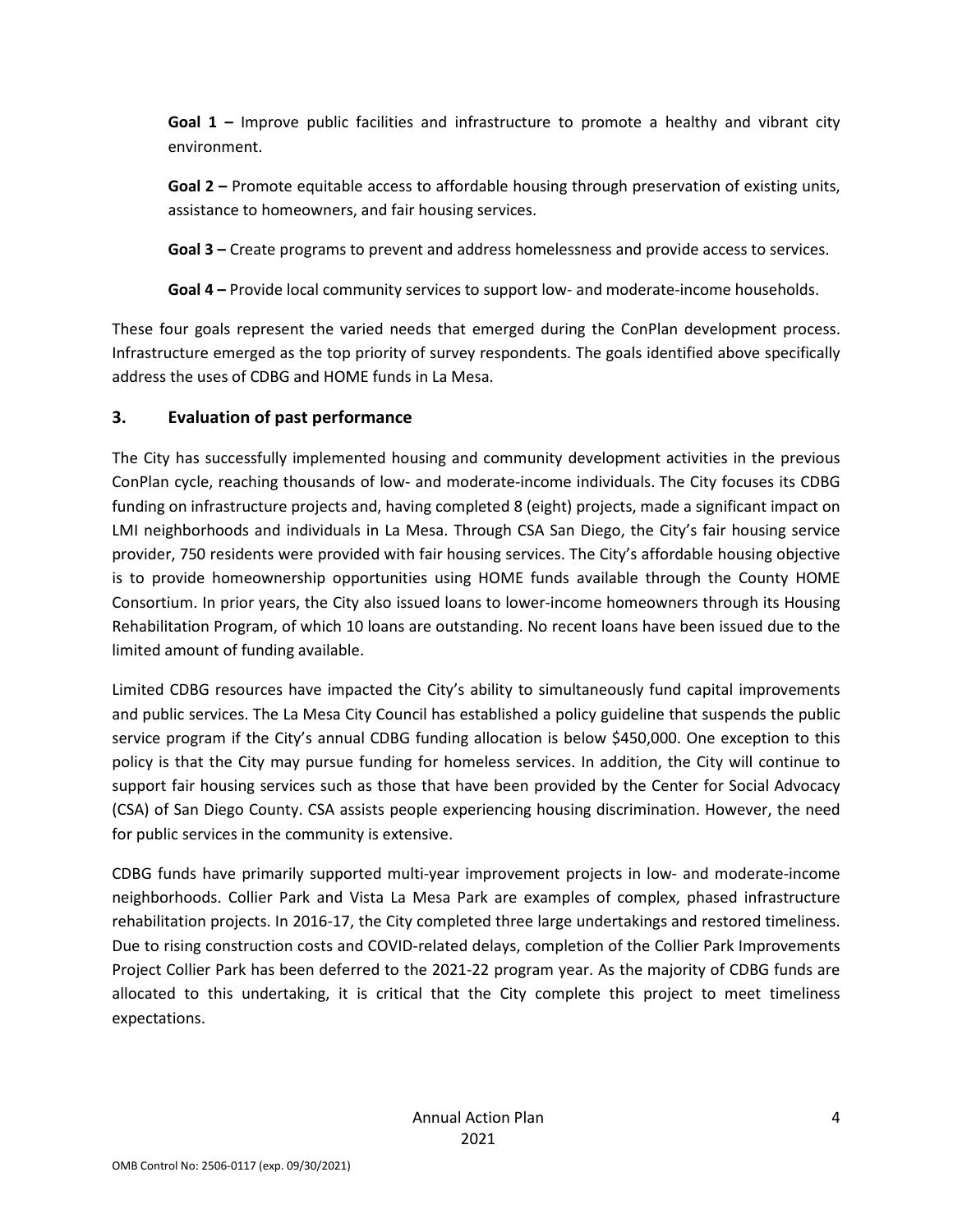**Goal 1 –** Improve public facilities and infrastructure to promote a healthy and vibrant city environment.

**Goal 2 –** Promote equitable access to affordable housing through preservation of existing units, assistance to homeowners, and fair housing services.

**Goal 3 –** Create programs to prevent and address homelessness and provide access to services.

**Goal 4 –** Provide local community services to support low- and moderate-income households.

These four goals represent the varied needs that emerged during the ConPlan development process. Infrastructure emerged as the top priority of survey respondents. The goals identified above specifically address the uses of CDBG and HOME funds in La Mesa.

## 3. Evaluation of past performance

The City has successfully implemented housing and community development activities in the previous ConPlan cycle, reaching thousands of low- and moderate-income individuals. The City focuses its CDBG funding on infrastructure projects and, having completed 8 (eight) projects, made a significant impact on LMI neighborhoods and individuals in La Mesa. Through CSA San Diego, the City's fair housing service provider, 750 residents were provided with fair housing services. The City's affordable housing objective is to provide homeownership opportunities using HOME funds available through the County HOME Consortium. In prior years, the City also issued loans to lower-income homeowners through its Housing Rehabilitation Program, of which 10 loans are outstanding. No recent loans have been issued due to the limited amount of funding available.

Limited CDBG resources have impacted the City's ability to simultaneously fund capital improvements and public services. The La Mesa City Council has established a policy guideline that suspends the public service program if the City's annual CDBG funding allocation is below $450,000. One exception to this policy is that the City may pursue funding for homeless services. In addition, the City will continue to support fair housing services such as those that have been provided by the Center for Social Advocacy (CSA) of San Diego County. CSA assists people experiencing housing discrimination. However, the need for public services in the community is extensive.

CDBG funds have primarily supported multi-year improvement projects in low- and moderate-income neighborhoods. Collier Park and Vista La Mesa Park are examples of complex, phased infrastructure rehabilitation projects. In 2016-17, the City completed three large undertakings and restored timeliness. Due to rising construction costs and COVID-related delays, completion of the Collier Park Improvements Project Collier Park has been deferred to the 2021-22 program year. As the majority of CDBG funds are allocated to this undertaking, it is critical that the City complete this project to meet timeliness expectations.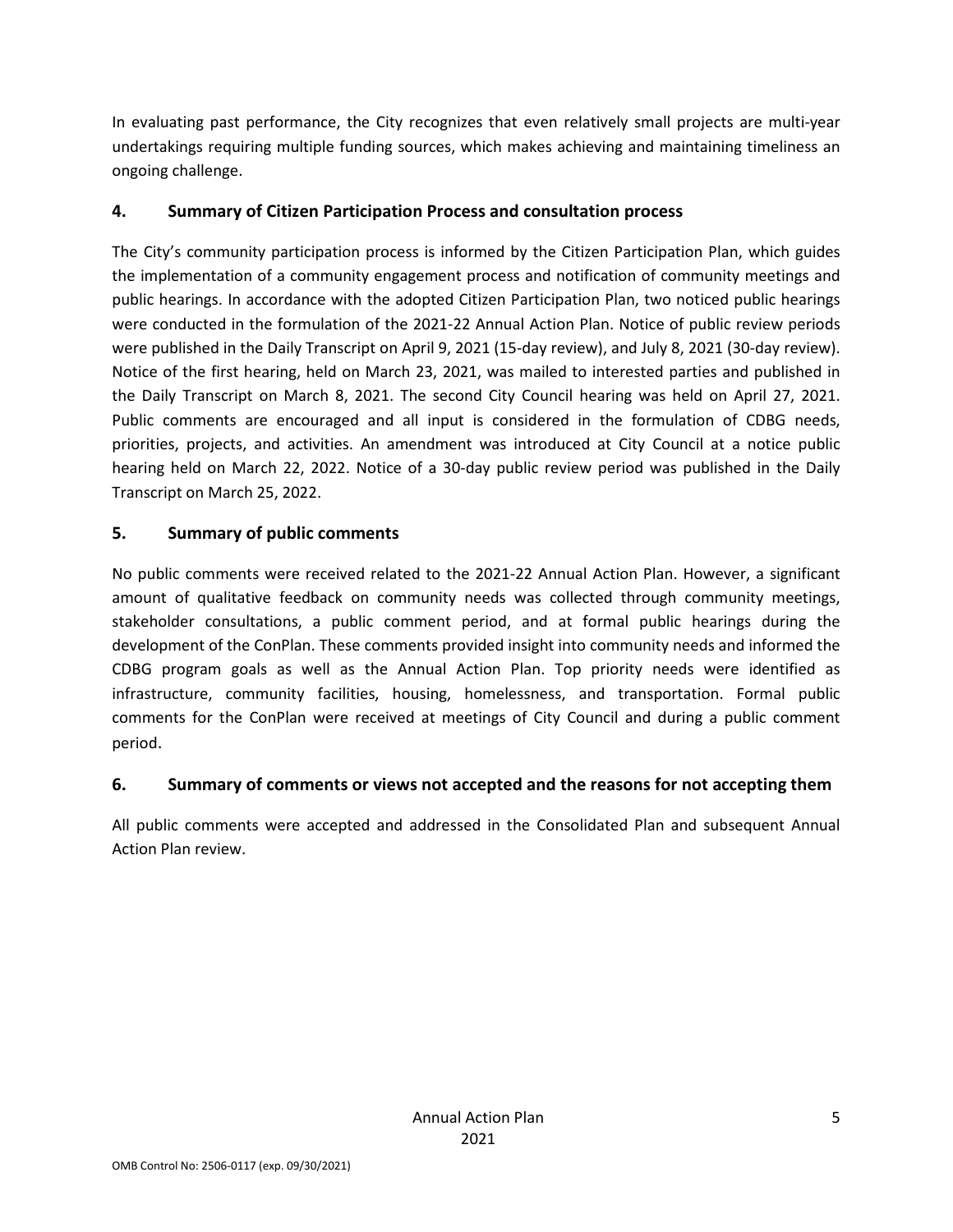In evaluating past performance, the City recognizes that even relatively small projects are multi-year undertakings requiring multiple funding sources, which makes achieving and maintaining timeliness an ongoing challenge.

## 4. Summary of Citizen Participation Process and consultation process

The City's community participation process is informed by the Citizen Participation Plan, which guides the implementation of a community engagement process and notification of community meetings and public hearings. In accordance with the adopted Citizen Participation Plan, two noticed public hearings were conducted in the formulation of the 2021-22 Annual Action Plan. Notice of public review periods were published in the Daily Transcript on April 9, 2021 (15-day review), and July 8, 2021 (30-day review). Notice of the first hearing, held on March 23, 2021, was mailed to interested parties and published in the Daily Transcript on March 8, 2021. The second City Council hearing was held on April 27, 2021. Public comments are encouraged and all input is considered in the formulation of CDBG needs, priorities, projects, and activities. An amendment was introduced at City Council at a notice public hearing held on March 22, 2022. Notice of a 30-day public review period was published in the Daily Transcript on March 25, 2022.

## 5. Summary of public comments

No public comments were received related to the 2021-22 Annual Action Plan. However, a significant amount of qualitative feedback on community needs was collected through community meetings, stakeholder consultations, a public comment period, and at formal public hearings during the development of the ConPlan. These comments provided insight into community needs and informed the CDBG program goals as well as the Annual Action Plan. Top priority needs were identified as infrastructure, community facilities, housing, homelessness, and transportation. Formal public comments for the ConPlan were received at meetings of City Council and during a public comment period.

## 6. Summary of comments or views not accepted and the reasons for not accepting them

All public comments were accepted and addressed in the Consolidated Plan and subsequent Annual Action Plan review.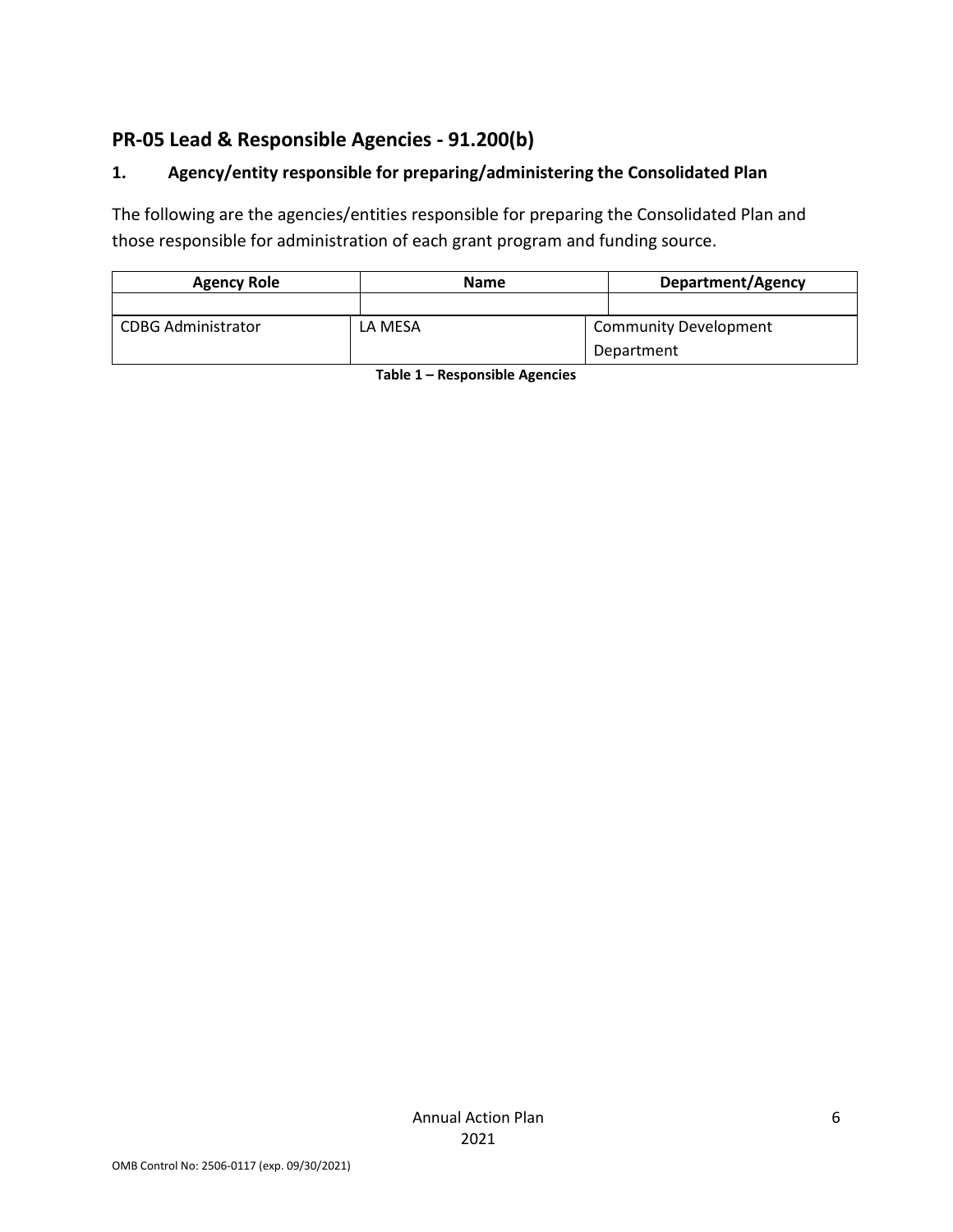## PR-05 Lead & Responsible Agencies - 91.200(b)

### 1. Agency/entity responsible for preparing/administering the Consolidated Plan

The following are the agencies/entities responsible for preparing the Consolidated Plan and those responsible for administration of each grant program and funding source.

| Agency Role | Name | Department/Agency |
|---|---|---|
| | | |
| CDBG Administrator | LA MESA | Community Development Department |

**Table 1 – Responsible Agencies**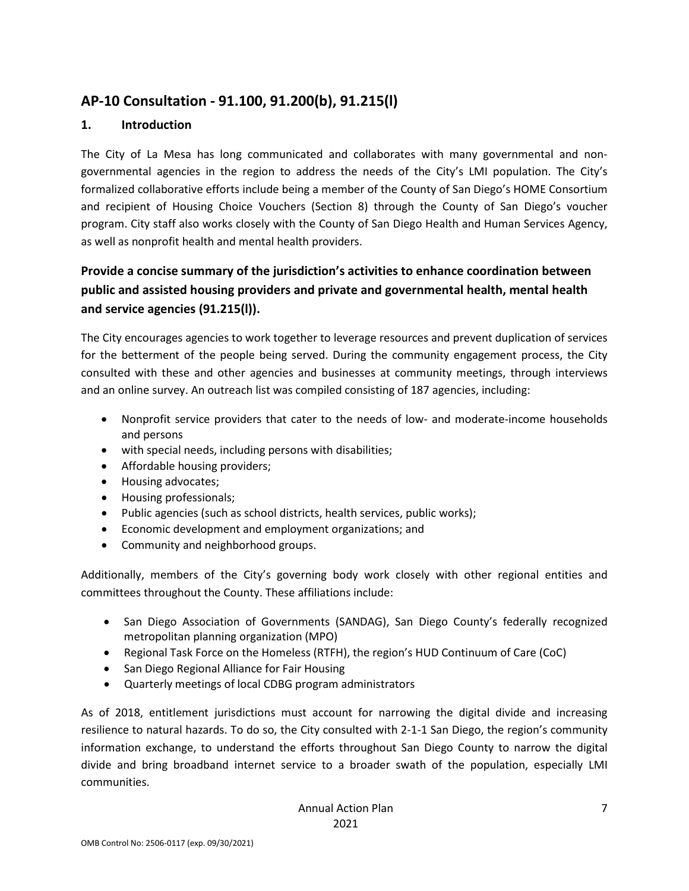## AP-10 Consultation - 91.100, 91.200(b), 91.215(l)

### 1. Introduction

The City of La Mesa has long communicated and collaborates with many governmental and non-governmental agencies in the region to address the needs of the City's LMI population. The City's formalized collaborative efforts include being a member of the County of San Diego's HOME Consortium and recipient of Housing Choice Vouchers (Section 8) through the County of San Diego's voucher program. City staff also works closely with the County of San Diego Health and Human Services Agency, as well as nonprofit health and mental health providers.

### Provide a concise summary of the jurisdiction's activities to enhance coordination between public and assisted housing providers and private and governmental health, mental health and service agencies (91.215(l)).

The City encourages agencies to work together to leverage resources and prevent duplication of services for the betterment of the people being served. During the community engagement process, the City consulted with these and other agencies and businesses at community meetings, through interviews and an online survey. An outreach list was compiled consisting of 187 agencies, including:

- Nonprofit service providers that cater to the needs of low- and moderate-income households and persons
- with special needs, including persons with disabilities;
- Affordable housing providers;
- Housing advocates;
- Housing professionals;
- Public agencies (such as school districts, health services, public works);
- Economic development and employment organizations; and
- Community and neighborhood groups.

Additionally, members of the City's governing body work closely with other regional entities and committees throughout the County. These affiliations include:

- San Diego Association of Governments (SANDAG), San Diego County's federally recognized metropolitan planning organization (MPO)
- Regional Task Force on the Homeless (RTFH), the region's HUD Continuum of Care (CoC)
- San Diego Regional Alliance for Fair Housing
- Quarterly meetings of local CDBG program administrators

As of 2018, entitlement jurisdictions must account for narrowing the digital divide and increasing resilience to natural hazards. To do so, the City consulted with 2-1-1 San Diego, the region's community information exchange, to understand the efforts throughout San Diego County to narrow the digital divide and bring broadband internet service to a broader swath of the population, especially LMI communities.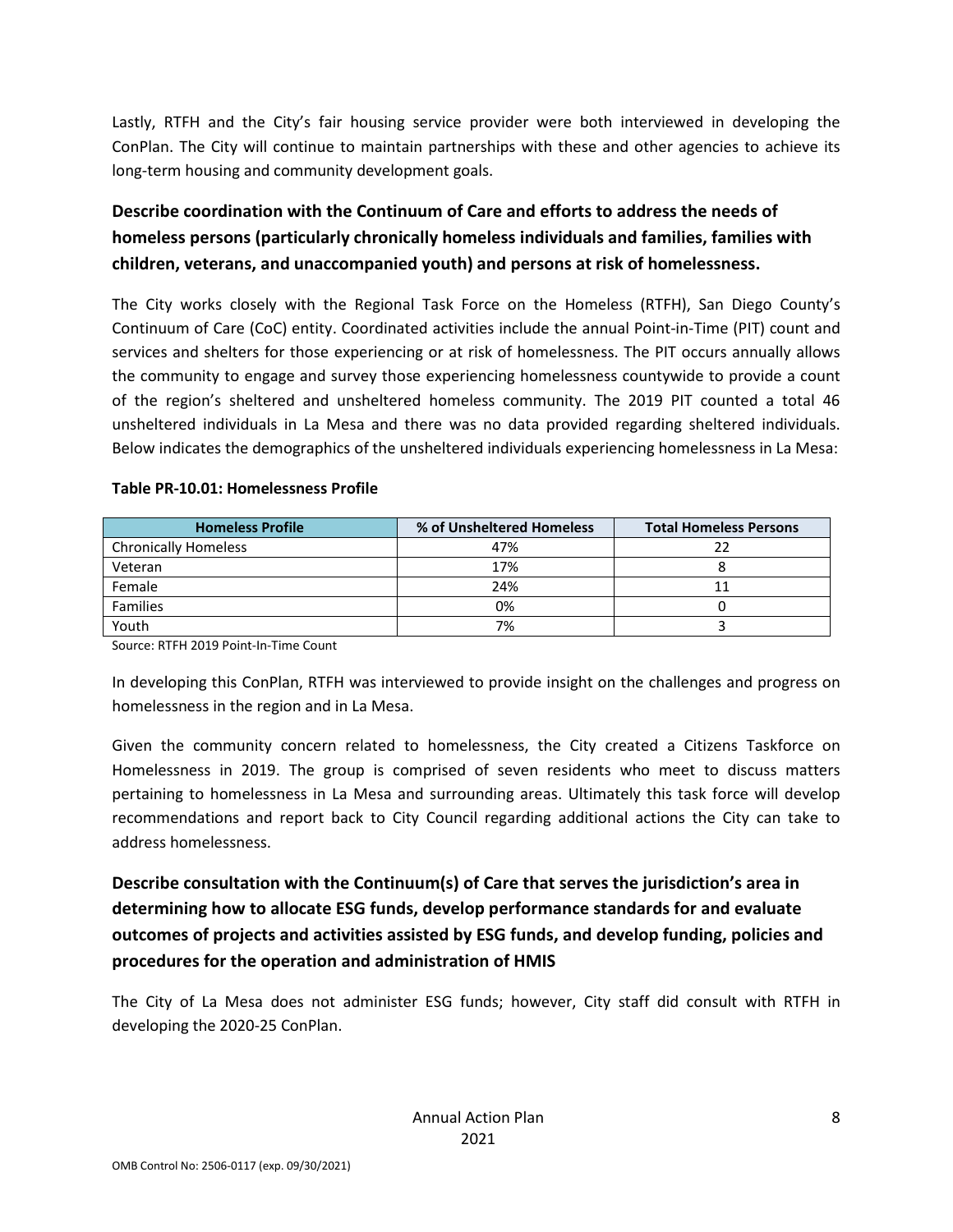Lastly, RTFH and the City's fair housing service provider were both interviewed in developing the ConPlan. The City will continue to maintain partnerships with these and other agencies to achieve its long-term housing and community development goals.

## Describe coordination with the Continuum of Care and efforts to address the needs of homeless persons (particularly chronically homeless individuals and families, families with children, veterans, and unaccompanied youth) and persons at risk of homelessness.

The City works closely with the Regional Task Force on the Homeless (RTFH), San Diego County's Continuum of Care (CoC) entity. Coordinated activities include the annual Point-in-Time (PIT) count and services and shelters for those experiencing or at risk of homelessness. The PIT occurs annually allows the community to engage and survey those experiencing homelessness countywide to provide a count of the region's sheltered and unsheltered homeless community. The 2019 PIT counted a total 46 unsheltered individuals in La Mesa and there was no data provided regarding sheltered individuals. Below indicates the demographics of the unsheltered individuals experiencing homelessness in La Mesa:

**Table PR-10.01: Homelessness Profile**

| Homeless Profile | % of Unsheltered Homeless | Total Homeless Persons |
|---|---|---|
| Chronically Homeless | 47% | 22 |
| Veteran | 17% | 8 |
| Female | 24% | 11 |
| Families | 0% | 0 |
| Youth | 7% | 3 |

Source: RTFH 2019 Point-In-Time Count

In developing this ConPlan, RTFH was interviewed to provide insight on the challenges and progress on homelessness in the region and in La Mesa.

Given the community concern related to homelessness, the City created a Citizens Taskforce on Homelessness in 2019. The group is comprised of seven residents who meet to discuss matters pertaining to homelessness in La Mesa and surrounding areas. Ultimately this task force will develop recommendations and report back to City Council regarding additional actions the City can take to address homelessness.

## Describe consultation with the Continuum(s) of Care that serves the jurisdiction's area in determining how to allocate ESG funds, develop performance standards for and evaluate outcomes of projects and activities assisted by ESG funds, and develop funding, policies and procedures for the operation and administration of HMIS

The City of La Mesa does not administer ESG funds; however, City staff did consult with RTFH in developing the 2020-25 ConPlan.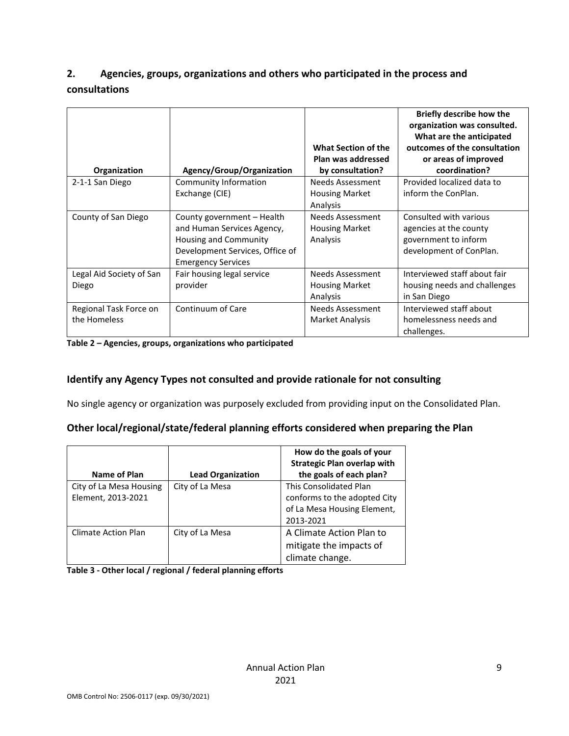## 2. Agencies, groups, organizations and others who participated in the process and consultations

| Organization | Agency/Group/Organization | What Section of the Plan was addressed by consultation? | Briefly describe how the organization was consulted. What are the anticipated outcomes of the consultation or areas of improved coordination? |
|---|---|---|---|
| 2-1-1 San Diego | Community Information Exchange (CIE) | Needs Assessment Housing Market Analysis | Provided localized data to inform the ConPlan. |
| County of San Diego | County government – Health and Human Services Agency, Housing and Community Development Services, Office of Emergency Services | Needs Assessment Housing Market Analysis | Consulted with various agencies at the county government to inform development of ConPlan. |
| Legal Aid Society of San Diego | Fair housing legal service provider | Needs Assessment Housing Market Analysis | Interviewed staff about fair housing needs and challenges in San Diego |
| Regional Task Force on the Homeless | Continuum of Care | Needs Assessment Market Analysis | Interviewed staff about homelessness needs and challenges. |

**Table 2 – Agencies, groups, organizations who participated**

### Identify any Agency Types not consulted and provide rationale for not consulting

No single agency or organization was purposely excluded from providing input on the Consolidated Plan.

### Other local/regional/state/federal planning efforts considered when preparing the Plan

| Name of Plan | Lead Organization | How do the goals of your Strategic Plan overlap with the goals of each plan? |
|---|---|---|
| City of La Mesa Housing Element, 2013-2021 | City of La Mesa | This Consolidated Plan conforms to the adopted City of La Mesa Housing Element, 2013-2021 |
| Climate Action Plan | City of La Mesa | A Climate Action Plan to mitigate the impacts of climate change. |

**Table 3 - Other local / regional / federal planning efforts**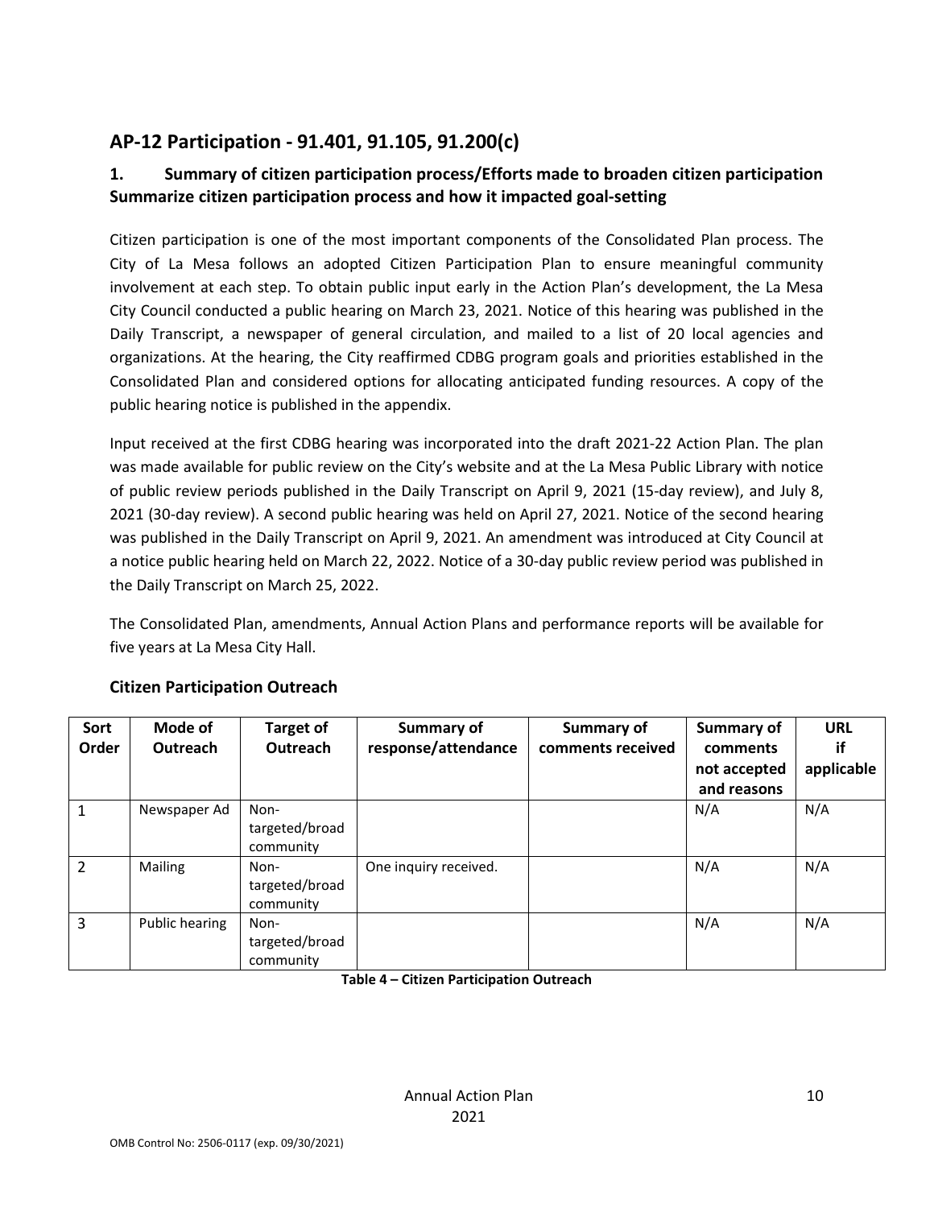## AP-12 Participation - 91.401, 91.105, 91.200(c)

### 1. Summary of citizen participation process/Efforts made to broaden citizen participation Summarize citizen participation process and how it impacted goal-setting

Citizen participation is one of the most important components of the Consolidated Plan process. The City of La Mesa follows an adopted Citizen Participation Plan to ensure meaningful community involvement at each step. To obtain public input early in the Action Plan's development, the La Mesa City Council conducted a public hearing on March 23, 2021. Notice of this hearing was published in the Daily Transcript, a newspaper of general circulation, and mailed to a list of 20 local agencies and organizations. At the hearing, the City reaffirmed CDBG program goals and priorities established in the Consolidated Plan and considered options for allocating anticipated funding resources. A copy of the public hearing notice is published in the appendix.

Input received at the first CDBG hearing was incorporated into the draft 2021-22 Action Plan. The plan was made available for public review on the City's website and at the La Mesa Public Library with notice of public review periods published in the Daily Transcript on April 9, 2021 (15-day review), and July 8, 2021 (30-day review). A second public hearing was held on April 27, 2021. Notice of the second hearing was published in the Daily Transcript on April 9, 2021. An amendment was introduced at City Council at a notice public hearing held on March 22, 2022. Notice of a 30-day public review period was published in the Daily Transcript on March 25, 2022.

The Consolidated Plan, amendments, Annual Action Plans and performance reports will be available for five years at La Mesa City Hall.

### Citizen Participation Outreach

| Sort Order | Mode of Outreach | Target of Outreach | Summary of response/attendance | Summary of comments received | Summary of comments not accepted and reasons | URL if applicable |
|---|---|---|---|---|---|---|
| 1 | Newspaper Ad | Non-targeted/broad community | | | N/A | N/A |
| 2 | Mailing | Non-targeted/broad community | One inquiry received. | | N/A | N/A |
| 3 | Public hearing | Non-targeted/broad community | | | N/A | N/A |

**Table 4 – Citizen Participation Outreach**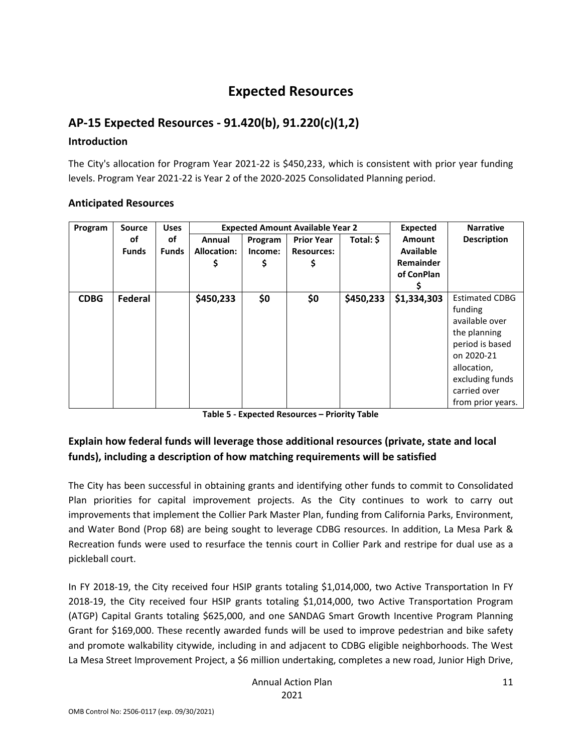# Expected Resources

## AP-15 Expected Resources - 91.420(b), 91.220(c)(1,2)

### Introduction

The City's allocation for Program Year 2021-22 is $450,233, which is consistent with prior year funding levels. Program Year 2021-22 is Year 2 of the 2020-2025 Consolidated Planning period.

### Anticipated Resources

| Program | Source of Funds | Uses of Funds | Expected Amount Available Year 2 | | | | Expected Amount Available Remainder of ConPlan $ | Narrative Description |
|---|---|---|---|---|---|---|---|---|
| | | | Annual Allocation: $ | Program Income: $ | Prior Year Resources: $ | Total: $ | | |
| **CDBG** | **Federal** | | **$450,233** | **$0** | **$0** | **$450,233** | **$1,334,303** | Estimated CDBG funding available over the planning period is based on 2020-21 allocation, excluding funds carried over from prior years. |

**Table 5 - Expected Resources – Priority Table**

### Explain how federal funds will leverage those additional resources (private, state and local funds), including a description of how matching requirements will be satisfied

The City has been successful in obtaining grants and identifying other funds to commit to Consolidated Plan priorities for capital improvement projects. As the City continues to work to carry out improvements that implement the Collier Park Master Plan, funding from California Parks, Environment, and Water Bond (Prop 68) are being sought to leverage CDBG resources. In addition, La Mesa Park & Recreation funds were used to resurface the tennis court in Collier Park and restripe for dual use as a pickleball court.

In FY 2018-19, the City received four HSIP grants totaling $1,014,000, two Active Transportation In FY 2018-19, the City received four HSIP grants totaling $1,014,000, two Active Transportation Program (ATGP) Capital Grants totaling $625,000, and one SANDAG Smart Growth Incentive Program Planning Grant for $169,000. These recently awarded funds will be used to improve pedestrian and bike safety and promote walkability citywide, including in and adjacent to CDBG eligible neighborhoods. The West La Mesa Street Improvement Project, a $6 million undertaking, completes a new road, Junior High Drive,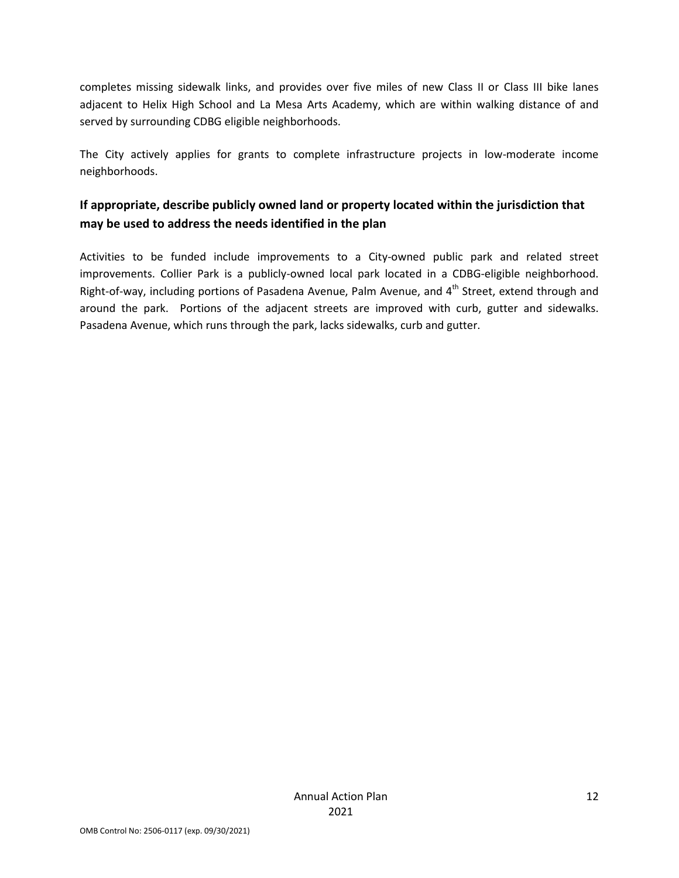completes missing sidewalk links, and provides over five miles of new Class II or Class III bike lanes adjacent to Helix High School and La Mesa Arts Academy, which are within walking distance of and served by surrounding CDBG eligible neighborhoods.

The City actively applies for grants to complete infrastructure projects in low-moderate income neighborhoods.

## If appropriate, describe publicly owned land or property located within the jurisdiction that may be used to address the needs identified in the plan

Activities to be funded include improvements to a City-owned public park and related street improvements. Collier Park is a publicly-owned local park located in a CDBG-eligible neighborhood. Right-of-way, including portions of Pasadena Avenue, Palm Avenue, and 4th Street, extend through and around the park. Portions of the adjacent streets are improved with curb, gutter and sidewalks. Pasadena Avenue, which runs through the park, lacks sidewalks, curb and gutter.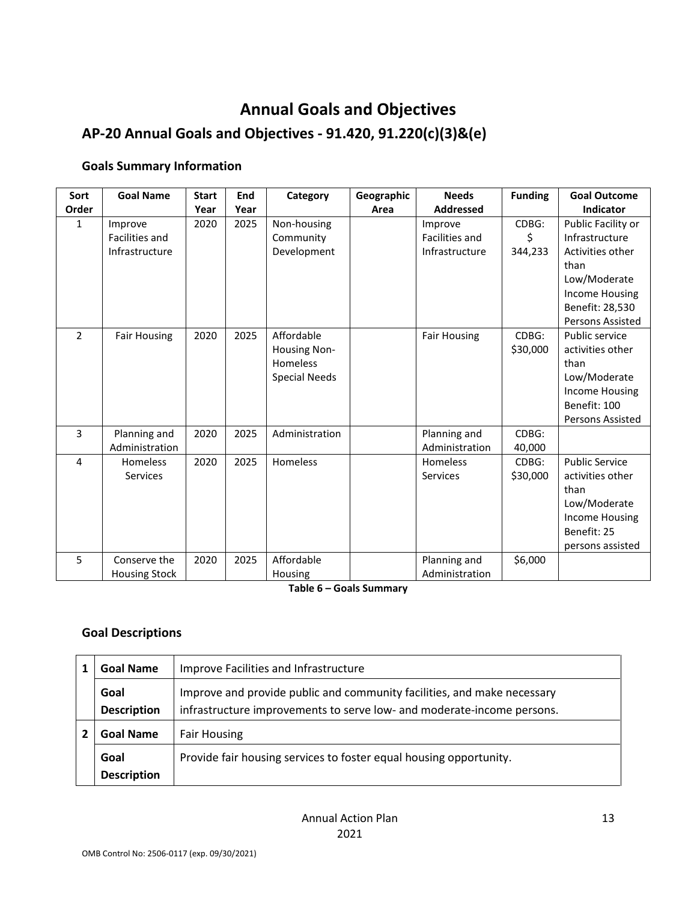# Annual Goals and Objectives

## AP-20 Annual Goals and Objectives - 91.420, 91.220(c)(3)&(e)

### Goals Summary Information

| Sort Order | Goal Name | Start Year | End Year | Category | Geographic Area | Needs Addressed | Funding | Goal Outcome Indicator |
|---|---|---|---|---|---|---|---|---|
| 1 | Improve Facilities and Infrastructure | 2020 | 2025 | Non-housing Community Development | | Improve Facilities and Infrastructure | CDBG: $ 344,233 | Public Facility or Infrastructure Activities other than Low/Moderate Income Housing Benefit: 28,530 Persons Assisted |
| 2 | Fair Housing | 2020 | 2025 | Affordable Housing Non-Homeless Special Needs | | Fair Housing | CDBG: $30,000 | Public service activities other than Low/Moderate Income Housing Benefit: 100 Persons Assisted |
| 3 | Planning and Administration | 2020 | 2025 | Administration | | Planning and Administration | CDBG: 40,000 | |
| 4 | Homeless Services | 2020 | 2025 | Homeless | | Homeless Services | CDBG: $30,000 | Public Service activities other than Low/Moderate Income Housing Benefit: 25 persons assisted |
| 5 | Conserve the Housing Stock | 2020 | 2025 | Affordable Housing | | Planning and Administration | $6,000 | |

**Table 6 – Goals Summary**

### Goal Descriptions

| | | |
|---|---|---|
| **1** | **Goal Name** | Improve Facilities and Infrastructure |
| | **Goal Description** | Improve and provide public and community facilities, and make necessary infrastructure improvements to serve low- and moderate-income persons. |
| **2** | **Goal Name** | Fair Housing |
| | **Goal Description** | Provide fair housing services to foster equal housing opportunity. |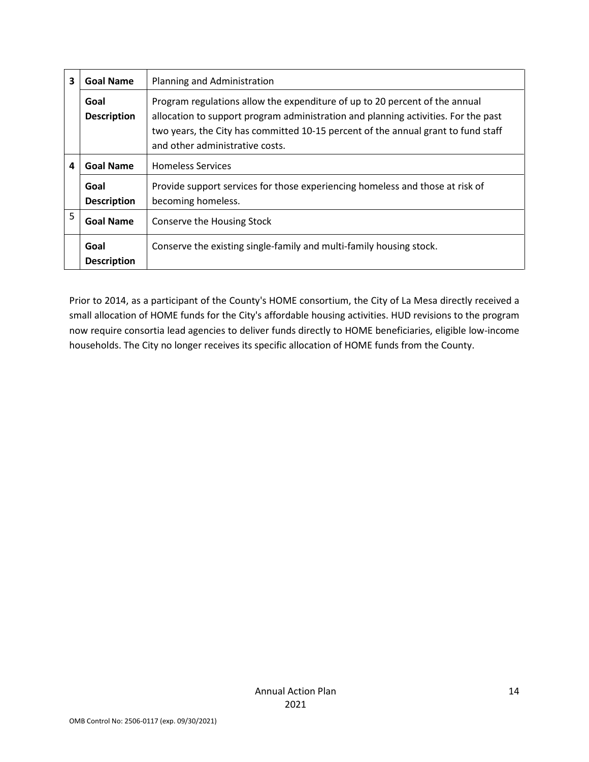| | | |
|---|---|---|
| **3** | **Goal Name** | Planning and Administration |
| | **Goal Description** | Program regulations allow the expenditure of up to 20 percent of the annual allocation to support program administration and planning activities. For the past two years, the City has committed 10-15 percent of the annual grant to fund staff and other administrative costs. |
| **4** | **Goal Name** | Homeless Services |
| | **Goal Description** | Provide support services for those experiencing homeless and those at risk of becoming homeless. |
| 5 | **Goal Name** | Conserve the Housing Stock |
| | **Goal Description** | Conserve the existing single-family and multi-family housing stock. |

Prior to 2014, as a participant of the County's HOME consortium, the City of La Mesa directly received a small allocation of HOME funds for the City's affordable housing activities. HUD revisions to the program now require consortia lead agencies to deliver funds directly to HOME beneficiaries, eligible low-income households. The City no longer receives its specific allocation of HOME funds from the County.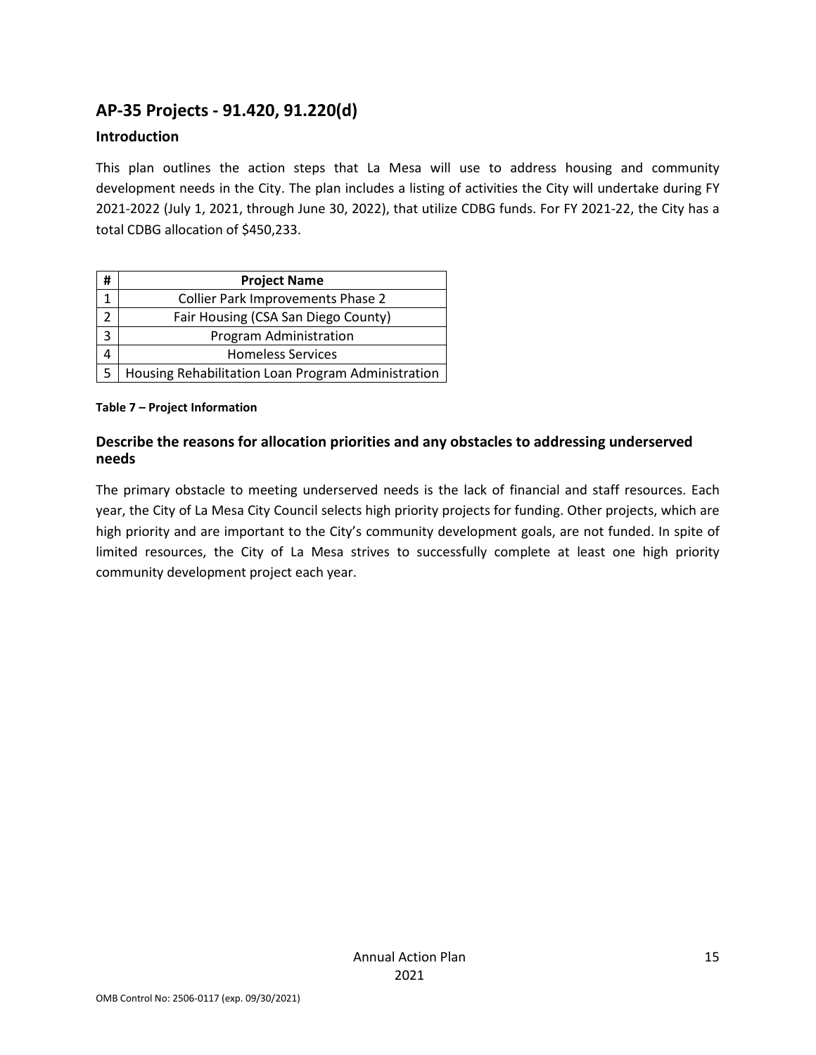## AP-35 Projects - 91.420, 91.220(d)

### Introduction

This plan outlines the action steps that La Mesa will use to address housing and community development needs in the City. The plan includes a listing of activities the City will undertake during FY 2021-2022 (July 1, 2021, through June 30, 2022), that utilize CDBG funds. For FY 2021-22, the City has a total CDBG allocation of $450,233.

| # | Project Name |
|---|---|
| 1 | Collier Park Improvements Phase 2 |
| 2 | Fair Housing (CSA San Diego County) |
| 3 | Program Administration |
| 4 | Homeless Services |
| 5 | Housing Rehabilitation Loan Program Administration |

**Table 7 – Project Information**

### Describe the reasons for allocation priorities and any obstacles to addressing underserved needs

The primary obstacle to meeting underserved needs is the lack of financial and staff resources. Each year, the City of La Mesa City Council selects high priority projects for funding. Other projects, which are high priority and are important to the City's community development goals, are not funded. In spite of limited resources, the City of La Mesa strives to successfully complete at least one high priority community development project each year.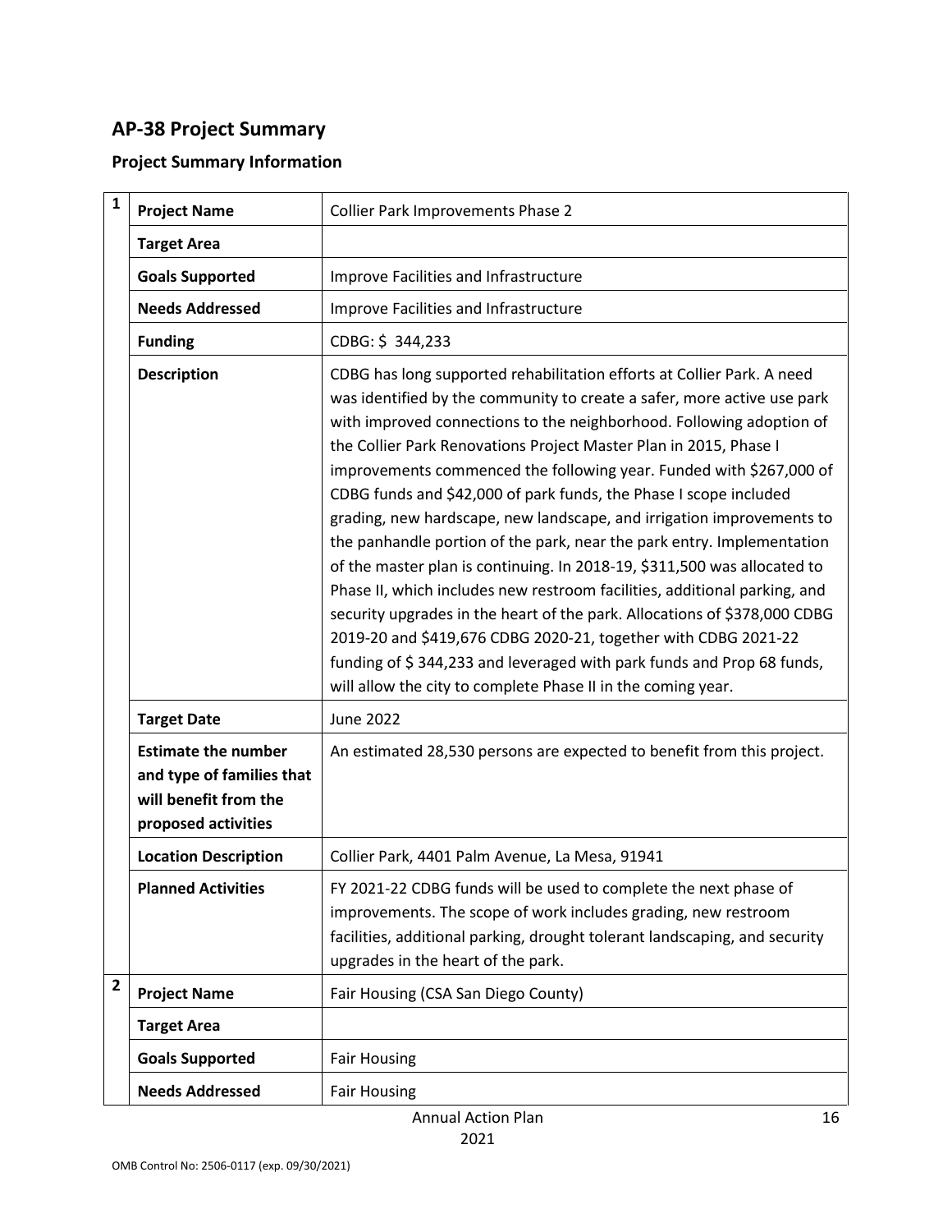## AP-38 Project Summary

### Project Summary Information

| # | Field | Information |
|---|---|---|
| 1 | **Project Name** | Collier Park Improvements Phase 2 |
| | **Target Area** | |
| | **Goals Supported** | Improve Facilities and Infrastructure |
| | **Needs Addressed** | Improve Facilities and Infrastructure |
| | **Funding** | CDBG: $ 344,233 |
| | **Description** | CDBG has long supported rehabilitation efforts at Collier Park. A need was identified by the community to create a safer, more active use park with improved connections to the neighborhood. Following adoption of the Collier Park Renovations Project Master Plan in 2015, Phase I improvements commenced the following year. Funded with $267,000 of CDBG funds and $42,000 of park funds, the Phase I scope included grading, new hardscape, new landscape, and irrigation improvements to the panhandle portion of the park, near the park entry. Implementation of the master plan is continuing. In 2018-19, $311,500 was allocated to Phase II, which includes new restroom facilities, additional parking, and security upgrades in the heart of the park. Allocations of $378,000 CDBG 2019-20 and $419,676 CDBG 2020-21, together with CDBG 2021-22 funding of $ 344,233 and leveraged with park funds and Prop 68 funds, will allow the city to complete Phase II in the coming year. |
| | **Target Date** | June 2022 |
| | **Estimate the number and type of families that will benefit from the proposed activities** | An estimated 28,530 persons are expected to benefit from this project. |
| | **Location Description** | Collier Park, 4401 Palm Avenue, La Mesa, 91941 |
| | **Planned Activities** | FY 2021-22 CDBG funds will be used to complete the next phase of improvements. The scope of work includes grading, new restroom facilities, additional parking, drought tolerant landscaping, and security upgrades in the heart of the park. |
| 2 | **Project Name** | Fair Housing (CSA San Diego County) |
| | **Target Area** | |
| | **Goals Supported** | Fair Housing |
| | **Needs Addressed** | Fair Housing |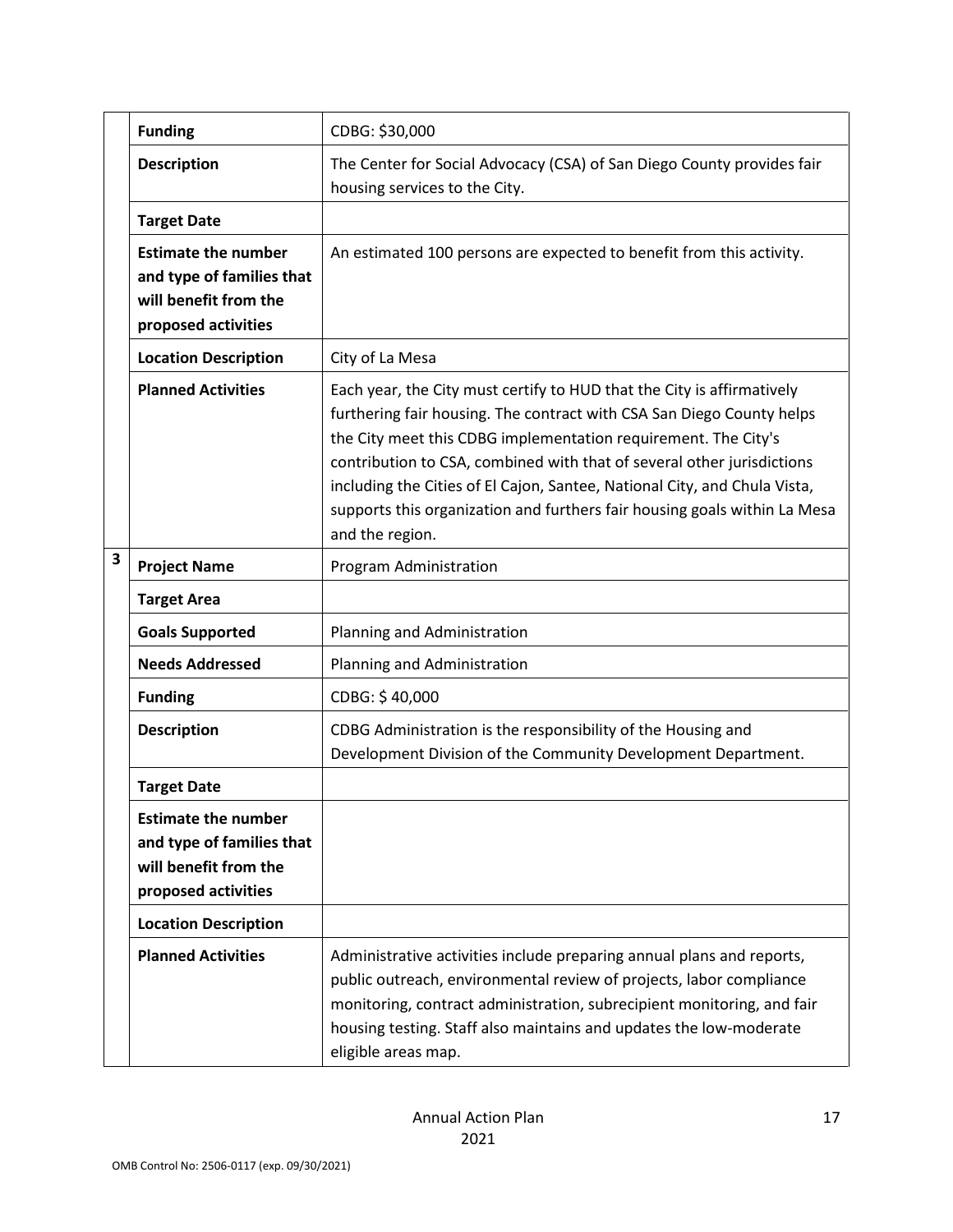| | | |
|---|---|---|
| | **Funding** | CDBG: $30,000 |
| | **Description** | The Center for Social Advocacy (CSA) of San Diego County provides fair housing services to the City. |
| | **Target Date** | |
| | **Estimate the number and type of families that will benefit from the proposed activities** | An estimated 100 persons are expected to benefit from this activity. |
| | **Location Description** | City of La Mesa |
| | **Planned Activities** | Each year, the City must certify to HUD that the City is affirmatively furthering fair housing. The contract with CSA San Diego County helps the City meet this CDBG implementation requirement. The City's contribution to CSA, combined with that of several other jurisdictions including the Cities of El Cajon, Santee, National City, and Chula Vista, supports this organization and furthers fair housing goals within La Mesa and the region. |
| **3** | **Project Name** | Program Administration |
| | **Target Area** | |
| | **Goals Supported** | Planning and Administration |
| | **Needs Addressed** | Planning and Administration |
| | **Funding** | CDBG: $ 40,000 |
| | **Description** | CDBG Administration is the responsibility of the Housing and Development Division of the Community Development Department. |
| | **Target Date** | |
| | **Estimate the number and type of families that will benefit from the proposed activities** | |
| | **Location Description** | |
| | **Planned Activities** | Administrative activities include preparing annual plans and reports, public outreach, environmental review of projects, labor compliance monitoring, contract administration, subrecipient monitoring, and fair housing testing. Staff also maintains and updates the low-moderate eligible areas map. |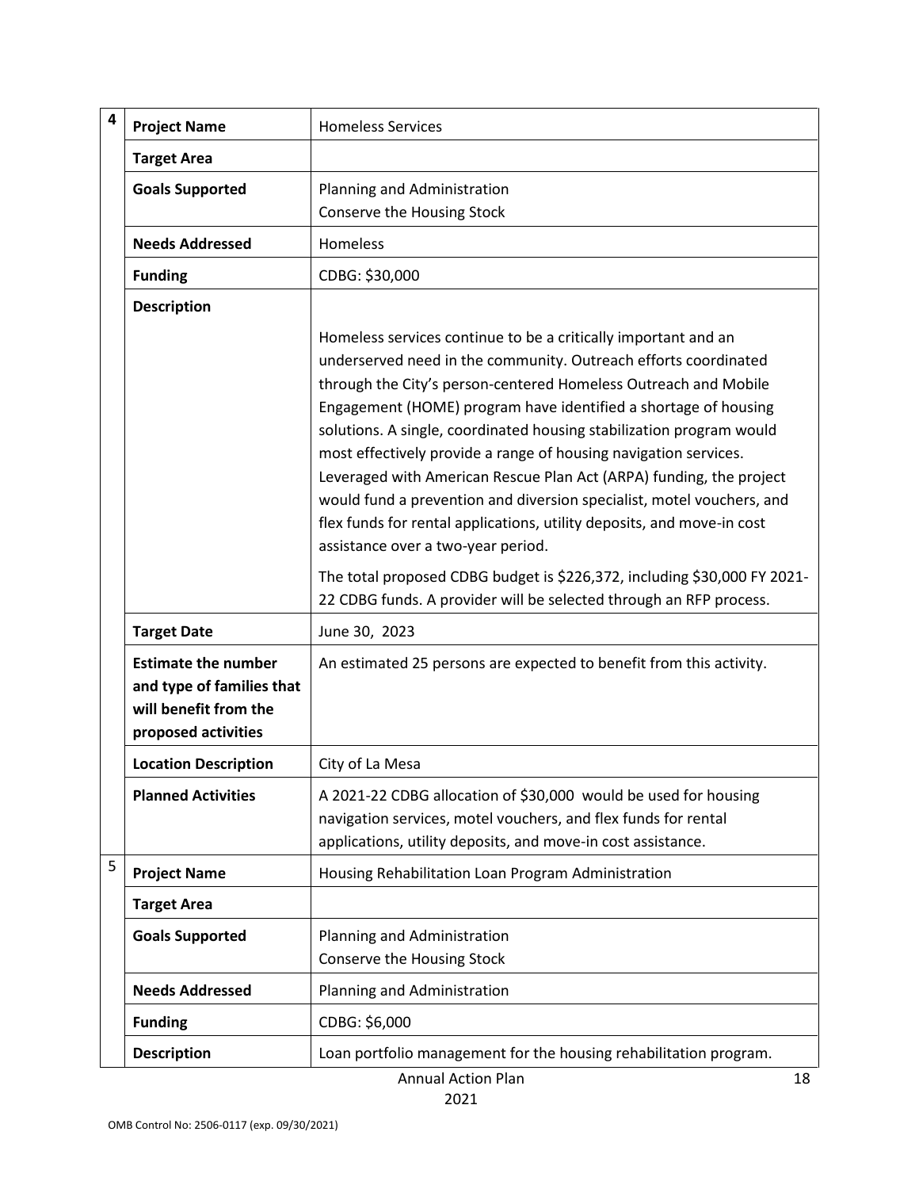| 4 | | |
|---|---|---|
| | **Project Name** | Homeless Services |
| | **Target Area** | |
| | **Goals Supported** | Planning and Administration<br>Conserve the Housing Stock |
| | **Needs Addressed** | Homeless |
| | **Funding** | CDBG: $30,000 |
| | **Description** | Homeless services continue to be a critically important and an underserved need in the community. Outreach efforts coordinated through the City's person-centered Homeless Outreach and Mobile Engagement (HOME) program have identified a shortage of housing solutions. A single, coordinated housing stabilization program would most effectively provide a range of housing navigation services. Leveraged with American Rescue Plan Act (ARPA) funding, the project would fund a prevention and diversion specialist, motel vouchers, and flex funds for rental applications, utility deposits, and move-in cost assistance over a two-year period.<br><br>The total proposed CDBG budget is $226,372, including $30,000 FY 2021-22 CDBG funds. A provider will be selected through an RFP process. |
| | **Target Date** | June 30, 2023 |
| | **Estimate the number and type of families that will benefit from the proposed activities** | An estimated 25 persons are expected to benefit from this activity. |
| | **Location Description** | City of La Mesa |
| | **Planned Activities** | A 2021-22 CDBG allocation of $30,000 would be used for housing navigation services, motel vouchers, and flex funds for rental applications, utility deposits, and move-in cost assistance. |
| 5 | **Project Name** | Housing Rehabilitation Loan Program Administration |
| | **Target Area** | |
| | **Goals Supported** | Planning and Administration<br>Conserve the Housing Stock |
| | **Needs Addressed** | Planning and Administration |
| | **Funding** | CDBG: $6,000 |
| | **Description** | Loan portfolio management for the housing rehabilitation program. |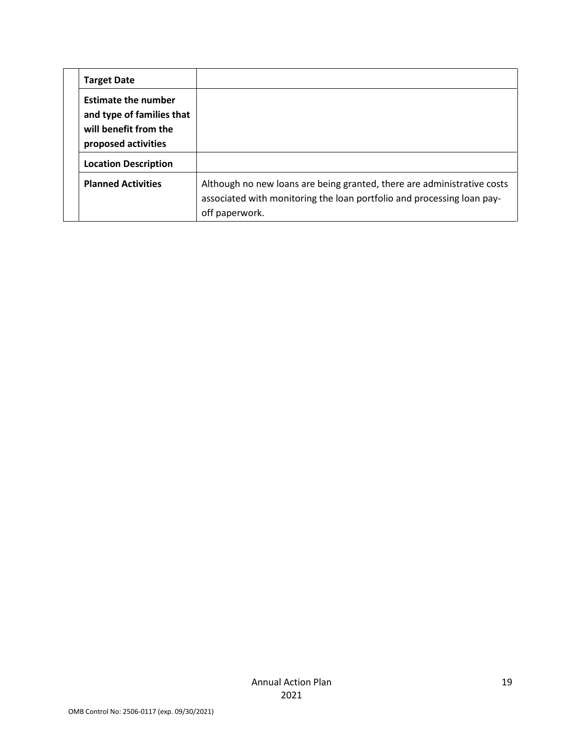| | | |
|---|---|---|
| | **Target Date** | |
| | **Estimate the number and type of families that will benefit from the proposed activities** | |
| | **Location Description** | |
| | **Planned Activities** | Although no new loans are being granted, there are administrative costs associated with monitoring the loan portfolio and processing loan pay-off paperwork. |

Annual Action Plan
2021

OMB Control No: 2506-0117 (exp. 09/30/2021)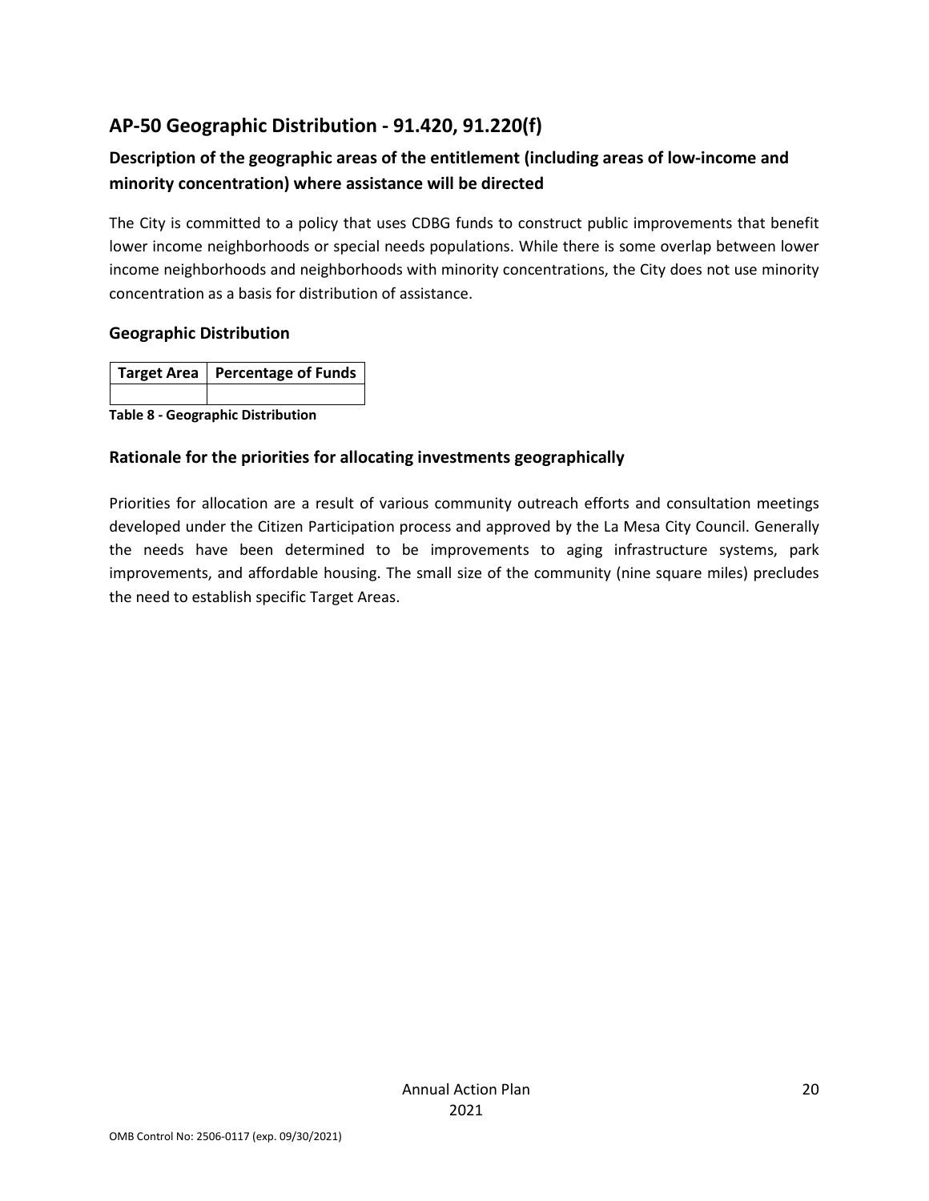## AP-50 Geographic Distribution - 91.420, 91.220(f)

### Description of the geographic areas of the entitlement (including areas of low-income and minority concentration) where assistance will be directed

The City is committed to a policy that uses CDBG funds to construct public improvements that benefit lower income neighborhoods or special needs populations. While there is some overlap between lower income neighborhoods and neighborhoods with minority concentrations, the City does not use minority concentration as a basis for distribution of assistance.

### Geographic Distribution

| Target Area | Percentage of Funds |
|---|---|
| | |

**Table 8 - Geographic Distribution**

### Rationale for the priorities for allocating investments geographically

Priorities for allocation are a result of various community outreach efforts and consultation meetings developed under the Citizen Participation process and approved by the La Mesa City Council. Generally the needs have been determined to be improvements to aging infrastructure systems, park improvements, and affordable housing. The small size of the community (nine square miles) precludes the need to establish specific Target Areas.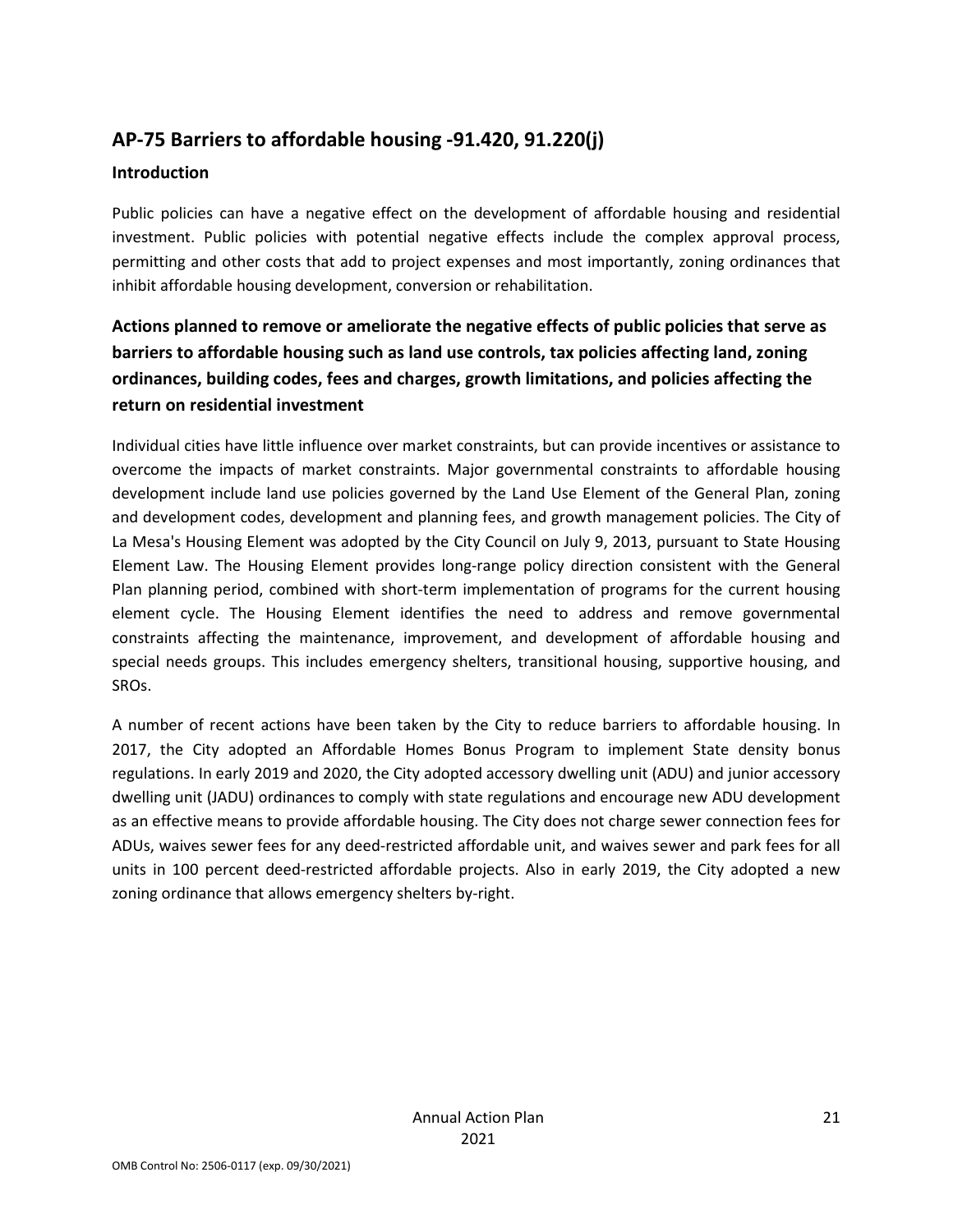## AP-75 Barriers to affordable housing -91.420, 91.220(j)

### Introduction

Public policies can have a negative effect on the development of affordable housing and residential investment. Public policies with potential negative effects include the complex approval process, permitting and other costs that add to project expenses and most importantly, zoning ordinances that inhibit affordable housing development, conversion or rehabilitation.

### Actions planned to remove or ameliorate the negative effects of public policies that serve as barriers to affordable housing such as land use controls, tax policies affecting land, zoning ordinances, building codes, fees and charges, growth limitations, and policies affecting the return on residential investment

Individual cities have little influence over market constraints, but can provide incentives or assistance to overcome the impacts of market constraints. Major governmental constraints to affordable housing development include land use policies governed by the Land Use Element of the General Plan, zoning and development codes, development and planning fees, and growth management policies. The City of La Mesa's Housing Element was adopted by the City Council on July 9, 2013, pursuant to State Housing Element Law. The Housing Element provides long-range policy direction consistent with the General Plan planning period, combined with short-term implementation of programs for the current housing element cycle. The Housing Element identifies the need to address and remove governmental constraints affecting the maintenance, improvement, and development of affordable housing and special needs groups. This includes emergency shelters, transitional housing, supportive housing, and SROs.

A number of recent actions have been taken by the City to reduce barriers to affordable housing. In 2017, the City adopted an Affordable Homes Bonus Program to implement State density bonus regulations. In early 2019 and 2020, the City adopted accessory dwelling unit (ADU) and junior accessory dwelling unit (JADU) ordinances to comply with state regulations and encourage new ADU development as an effective means to provide affordable housing. The City does not charge sewer connection fees for ADUs, waives sewer fees for any deed-restricted affordable unit, and waives sewer and park fees for all units in 100 percent deed-restricted affordable projects. Also in early 2019, the City adopted a new zoning ordinance that allows emergency shelters by-right.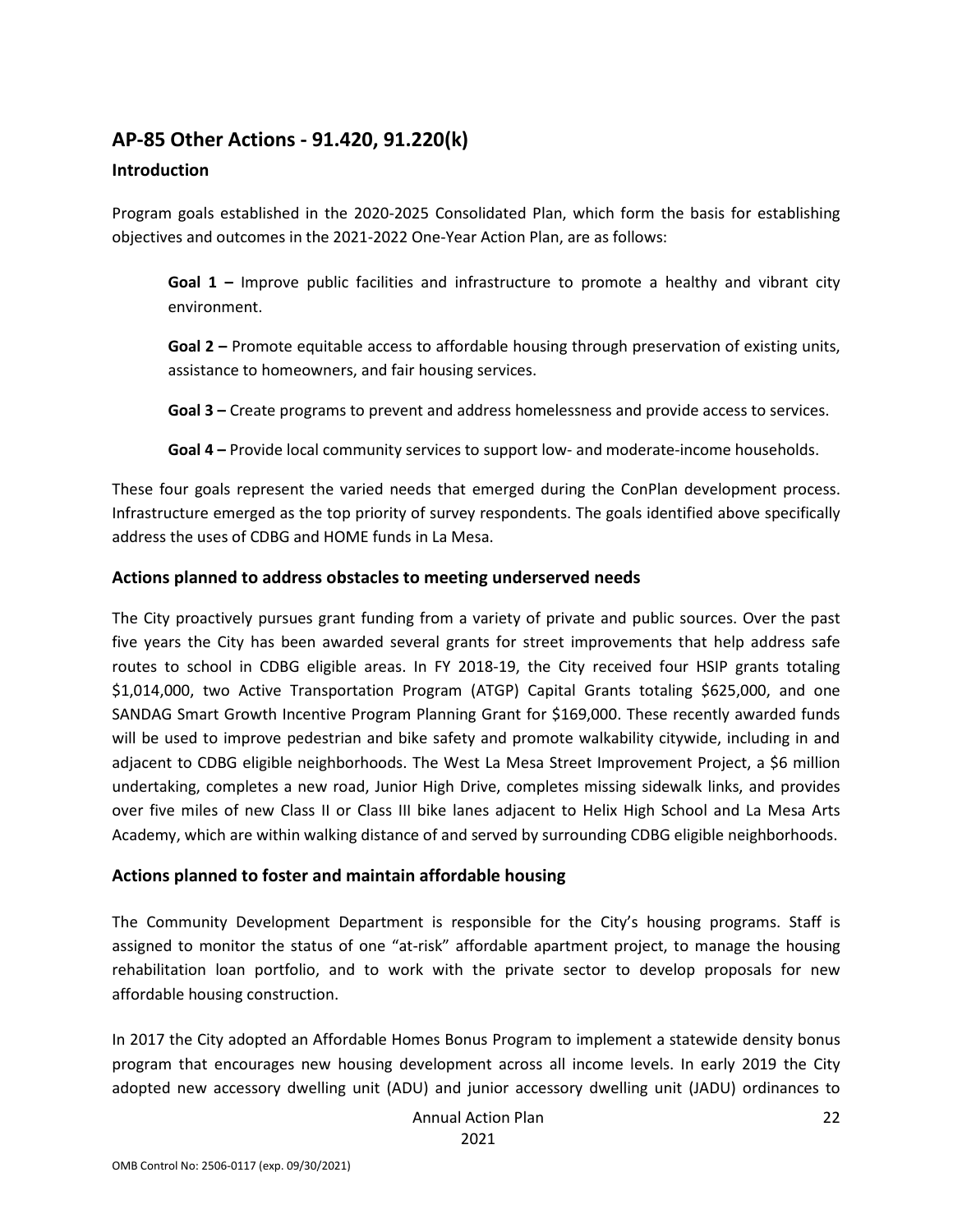## AP-85 Other Actions - 91.420, 91.220(k)

### Introduction

Program goals established in the 2020-2025 Consolidated Plan, which form the basis for establishing objectives and outcomes in the 2021-2022 One-Year Action Plan, are as follows:

> **Goal 1 –** Improve public facilities and infrastructure to promote a healthy and vibrant city environment.
>
> **Goal 2 –** Promote equitable access to affordable housing through preservation of existing units, assistance to homeowners, and fair housing services.
>
> **Goal 3 –** Create programs to prevent and address homelessness and provide access to services.
>
> **Goal 4 –** Provide local community services to support low- and moderate-income households.

These four goals represent the varied needs that emerged during the ConPlan development process. Infrastructure emerged as the top priority of survey respondents. The goals identified above specifically address the uses of CDBG and HOME funds in La Mesa.

### Actions planned to address obstacles to meeting underserved needs

The City proactively pursues grant funding from a variety of private and public sources. Over the past five years the City has been awarded several grants for street improvements that help address safe routes to school in CDBG eligible areas. In FY 2018-19, the City received four HSIP grants totaling $1,014,000, two Active Transportation Program (ATGP) Capital Grants totaling $625,000, and one SANDAG Smart Growth Incentive Program Planning Grant for $169,000. These recently awarded funds will be used to improve pedestrian and bike safety and promote walkability citywide, including in and adjacent to CDBG eligible neighborhoods. The West La Mesa Street Improvement Project, a $6 million undertaking, completes a new road, Junior High Drive, completes missing sidewalk links, and provides over five miles of new Class II or Class III bike lanes adjacent to Helix High School and La Mesa Arts Academy, which are within walking distance of and served by surrounding CDBG eligible neighborhoods.

### Actions planned to foster and maintain affordable housing

The Community Development Department is responsible for the City's housing programs. Staff is assigned to monitor the status of one "at-risk" affordable apartment project, to manage the housing rehabilitation loan portfolio, and to work with the private sector to develop proposals for new affordable housing construction.

In 2017 the City adopted an Affordable Homes Bonus Program to implement a statewide density bonus program that encourages new housing development across all income levels. In early 2019 the City adopted new accessory dwelling unit (ADU) and junior accessory dwelling unit (JADU) ordinances to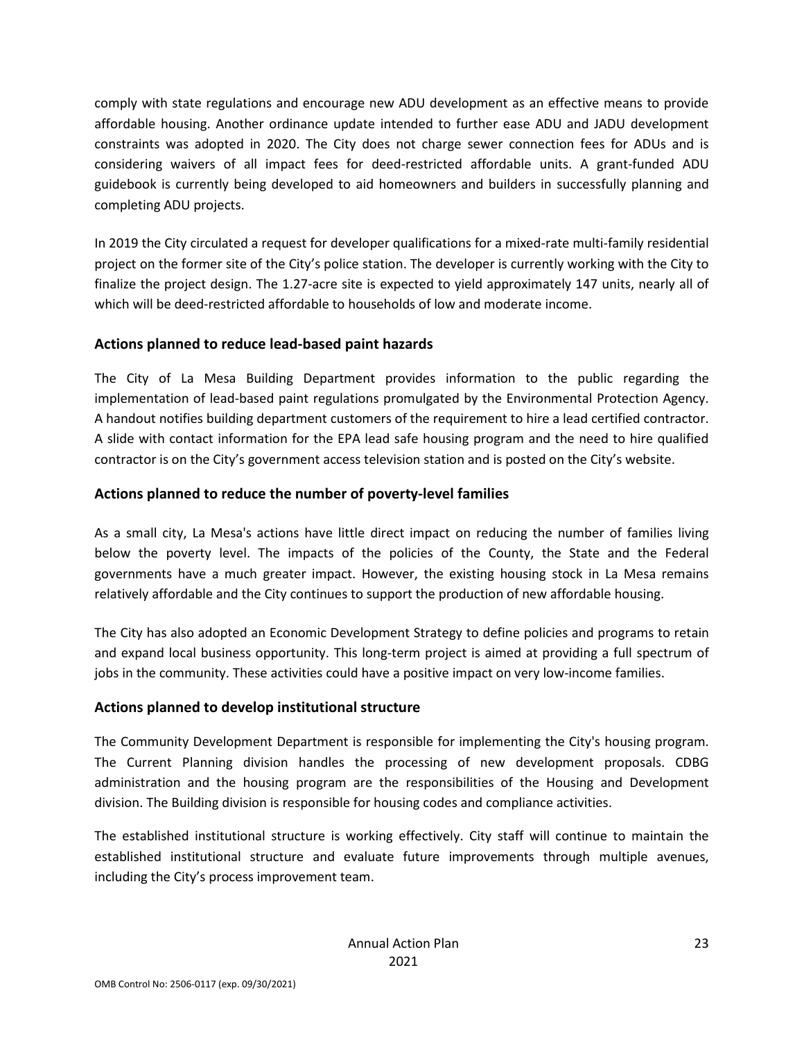comply with state regulations and encourage new ADU development as an effective means to provide affordable housing. Another ordinance update intended to further ease ADU and JADU development constraints was adopted in 2020. The City does not charge sewer connection fees for ADUs and is considering waivers of all impact fees for deed-restricted affordable units. A grant-funded ADU guidebook is currently being developed to aid homeowners and builders in successfully planning and completing ADU projects.

In 2019 the City circulated a request for developer qualifications for a mixed-rate multi-family residential project on the former site of the City's police station. The developer is currently working with the City to finalize the project design. The 1.27-acre site is expected to yield approximately 147 units, nearly all of which will be deed-restricted affordable to households of low and moderate income.

## Actions planned to reduce lead-based paint hazards

The City of La Mesa Building Department provides information to the public regarding the implementation of lead-based paint regulations promulgated by the Environmental Protection Agency. A handout notifies building department customers of the requirement to hire a lead certified contractor. A slide with contact information for the EPA lead safe housing program and the need to hire qualified contractor is on the City's government access television station and is posted on the City's website.

## Actions planned to reduce the number of poverty-level families

As a small city, La Mesa's actions have little direct impact on reducing the number of families living below the poverty level. The impacts of the policies of the County, the State and the Federal governments have a much greater impact. However, the existing housing stock in La Mesa remains relatively affordable and the City continues to support the production of new affordable housing.

The City has also adopted an Economic Development Strategy to define policies and programs to retain and expand local business opportunity. This long-term project is aimed at providing a full spectrum of jobs in the community. These activities could have a positive impact on very low-income families.

## Actions planned to develop institutional structure

The Community Development Department is responsible for implementing the City's housing program. The Current Planning division handles the processing of new development proposals. CDBG administration and the housing program are the responsibilities of the Housing and Development division. The Building division is responsible for housing codes and compliance activities.

The established institutional structure is working effectively. City staff will continue to maintain the established institutional structure and evaluate future improvements through multiple avenues, including the City's process improvement team.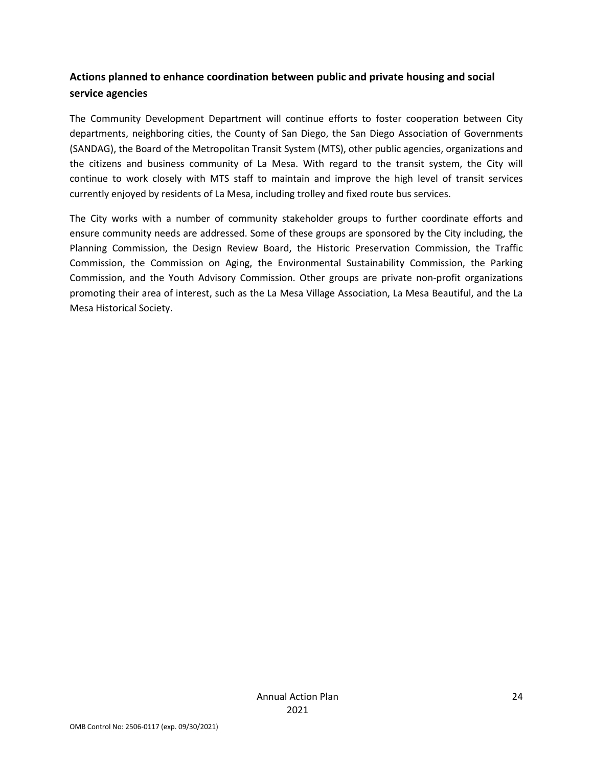## Actions planned to enhance coordination between public and private housing and social service agencies

The Community Development Department will continue efforts to foster cooperation between City departments, neighboring cities, the County of San Diego, the San Diego Association of Governments (SANDAG), the Board of the Metropolitan Transit System (MTS), other public agencies, organizations and the citizens and business community of La Mesa. With regard to the transit system, the City will continue to work closely with MTS staff to maintain and improve the high level of transit services currently enjoyed by residents of La Mesa, including trolley and fixed route bus services.

The City works with a number of community stakeholder groups to further coordinate efforts and ensure community needs are addressed. Some of these groups are sponsored by the City including, the Planning Commission, the Design Review Board, the Historic Preservation Commission, the Traffic Commission, the Commission on Aging, the Environmental Sustainability Commission, the Parking Commission, and the Youth Advisory Commission. Other groups are private non-profit organizations promoting their area of interest, such as the La Mesa Village Association, La Mesa Beautiful, and the La Mesa Historical Society.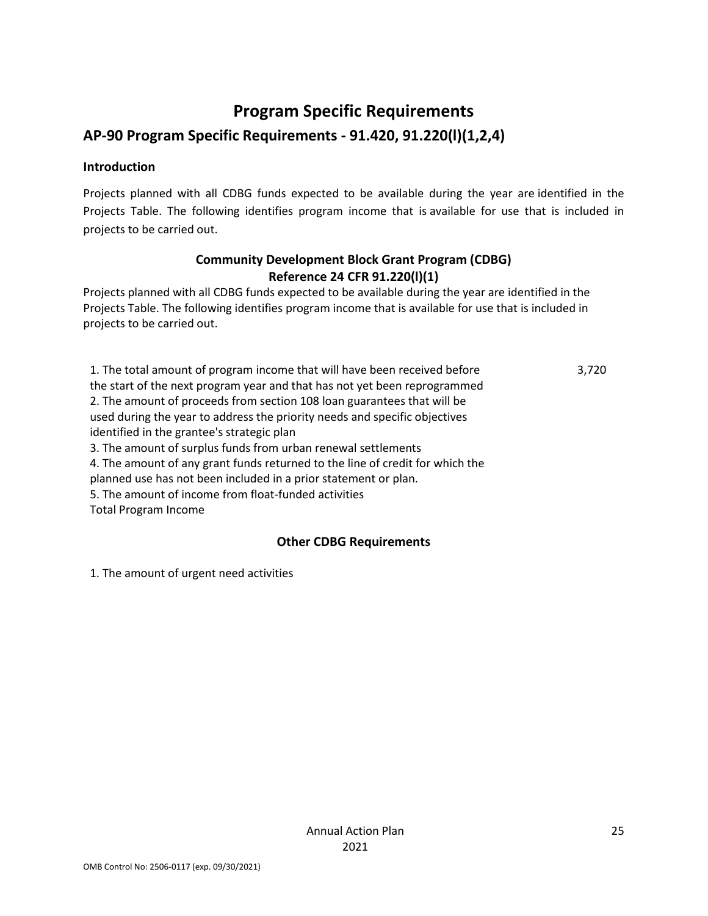# Program Specific Requirements

## AP-90 Program Specific Requirements - 91.420, 91.220(l)(1,2,4)

### Introduction

Projects planned with all CDBG funds expected to be available during the year are identified in the Projects Table. The following identifies program income that is available for use that is included in projects to be carried out.

**Community Development Block Grant Program (CDBG)**
**Reference 24 CFR 91.220(l)(1)**

Projects planned with all CDBG funds expected to be available during the year are identified in the Projects Table. The following identifies program income that is available for use that is included in projects to be carried out.

| | |
|---|---|
| 1. The total amount of program income that will have been received before the start of the next program year and that has not yet been reprogrammed | 3,720 |
| 2. The amount of proceeds from section 108 loan guarantees that will be used during the year to address the priority needs and specific objectives identified in the grantee's strategic plan | |
| 3. The amount of surplus funds from urban renewal settlements | |
| 4. The amount of any grant funds returned to the line of credit for which the planned use has not been included in a prior statement or plan. | |
| 5. The amount of income from float-funded activities | |
| Total Program Income | |

**Other CDBG Requirements**

| | |
|---|---|
| 1. The amount of urgent need activities | |